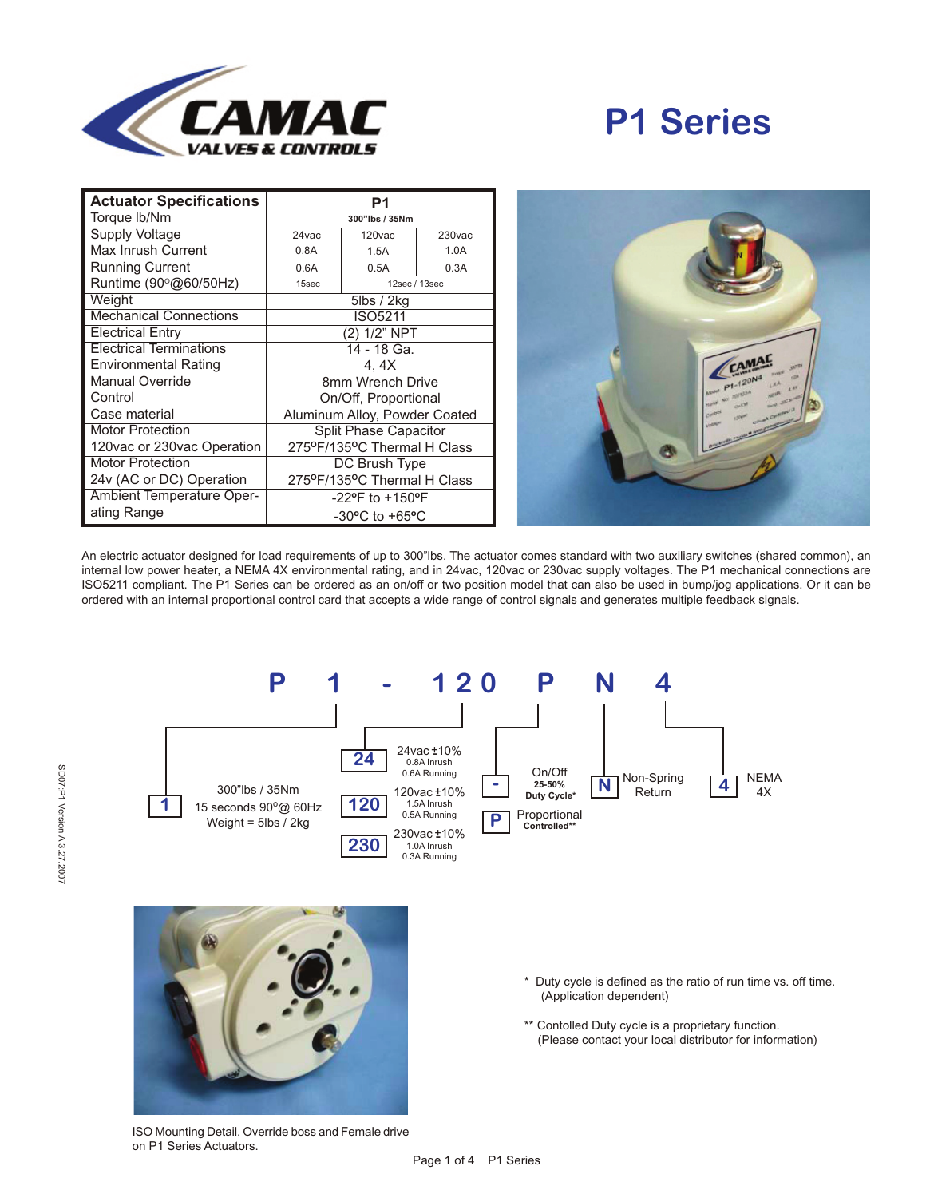# P1 Series

| Actuator Specifications | P1 | | |
|---|---|---|---|
| Torque lb/Nm | 300"lbs / 35Nm | | |
| Supply Voltage | 24vac | 120vac | 230vac |
| Max Inrush Current | 0.8A | 1.5A | 1.0A |
| Running Current | 0.6A | 0.5A | 0.3A |
| Runtime (90°@60/50Hz) | 15sec | 12sec / 13sec | |
| Weight | 5lbs / 2kg | | |
| Mechanical Connections | ISO5211 | | |
| Electrical Entry | (2) 1/2" NPT | | |
| Electrical Terminations | 14 - 18 Ga. | | |
| Environmental Rating | 4, 4X | | |
| Manual Override | 8mm Wrench Drive | | |
| Control | On/Off, Proportional | | |
| Case material | Aluminum Alloy, Powder Coated | | |
| Motor Protection 120vac or 230vac Operation | Split Phase Capacitor 275°F/135°C Thermal H Class | | |
| Motor Protection 24v (AC or DC) Operation | DC Brush Type 275°F/135°C Thermal H Class | | |
| Ambient Temperature Operating Range | -22°F to +150°F -30°C to +65°C | | |

An electric actuator designed for load requirements of up to 300"lbs. The actuator comes standard with two auxiliary switches (shared common), an internal low power heater, a NEMA 4X environmental rating, and in 24vac, 120vac or 230vac supply voltages. The P1 mechanical connections are ISO5211 compliant. The P1 Series can be ordered as an on/off or two position model that can also be used in bump/jog applications. Or it can be ordered with an internal proportional control card that accepts a wide range of control signals and generates multiple feedback signals.

**P 1 - 1 2 0 P N 4**

- **1** — 300"lbs / 35Nm, 15 seconds 90°@ 60Hz, Weight = 5lbs / 2kg
- **24** — 24vac ±10%, 0.8A Inrush, 0.6A Running
- **120** — 120vac ±10%, 1.5A Inrush, 0.5A Running
- **230** — 230vac ±10%, 1.0A Inrush, 0.3A Running
- **-** — On/Off, 25-50% Duty Cycle*
- **P** — Proportional Controlled**
- **N** — Non-Spring Return
- **4** — NEMA 4X

ISO Mounting Detail, Override boss and Female drive on P1 Series Actuators.

\* Duty cycle is defined as the ratio of run time vs. off time. (Application dependent)

\** Contolled Duty cycle is a proprietary function. (Please contact your local distributor for information)

SD07-P1 Version A 3.27.2007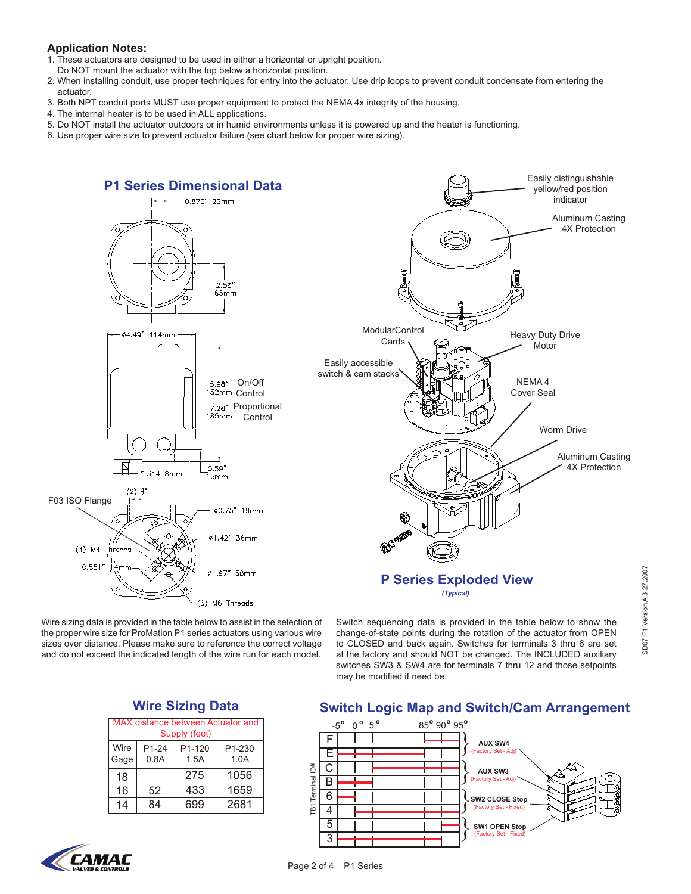**Application Notes:**

1. These actuators are designed to be used in either a horizontal or upright position. Do NOT mount the actuator with the top below a horizontal position.
2. When installing conduit, use proper techniques for entry into the actuator. Use drip loops to prevent conduit condensate from entering the actuator.
3. Both NPT conduit ports MUST use proper equipment to protect the NEMA 4x integrity of the housing.
4. The internal heater is to be used in ALL applications.
5. Do NOT install the actuator outdoors or in humid environments unless it is powered up and the heater is functioning.
6. Use proper wire size to prevent actuator failure (see chart below for proper wire sizing).

## P1 Series Dimensional Data

0.870" 22mm

2.56" 65mm

ø4.49" 114mm

5.98" 152mm On/Off Control

7.28" 185mm Proportional Control

0.314 8mm

0.59" 15mm

F03 ISO Flange

(2) 1/2"

ø0.75" 19mm

ø1.42" 36mm

(4) M4 Threads

0.551" 14mm

ø1.97" 50mm

(6) M6 Threads

## P Series Exploded View

*(Typical)*

- Easily distinguishable yellow/red position indicator
- Aluminum Casting 4X Protection
- ModularControl Cards
- Heavy Duty Drive Motor
- Easily accessible switch & cam stacks
- NEMA 4 Cover Seal
- Worm Drive
- Aluminum Casting 4X Protection

Wire sizing data is provided in the table below to assist in the selection of the proper wire size for ProMation P1 series actuators using various wire sizes over distance. Please make sure to reference the correct voltage and do not exceed the indicated length of the wire run for each model.

Switch sequencing data is provided in the table below to show the change-of-state points during the rotation of the actuator from OPEN to CLOSED and back again. Switches for terminals 3 thru 6 are set at the factory and should NOT be changed. The INCLUDED auxiliary switches SW3 & SW4 are for terminals 7 thru 12 and those setpoints may be modified if need be.

## Wire Sizing Data

| MAX distance between Actuator and Supply (feet) | | | |
|---|---|---|---|
| Wire Gage | P1-24 0.8A | P1-120 1.5A | P1-230 1.0A |
| 18 | | 275 | 1056 |
| 16 | 52 | 433 | 1659 |
| 14 | 84 | 699 | 2681 |

## Switch Logic Map and Switch/Cam Arrangement

-5° 0° 5° 85° 90° 95°

TB1 Terminal ID#

- F, E: AUX SW4 (Factory Set - Adj)
- C, B: AUX SW3 (Factory Set - Adj)
- 6, 4: SW2 CLOSE Stop (Factory Set - Fixed)
- 5, 3: SW1 OPEN Stop (Factory Set - Fixed)

SD07:P1 Version A 3.27.2007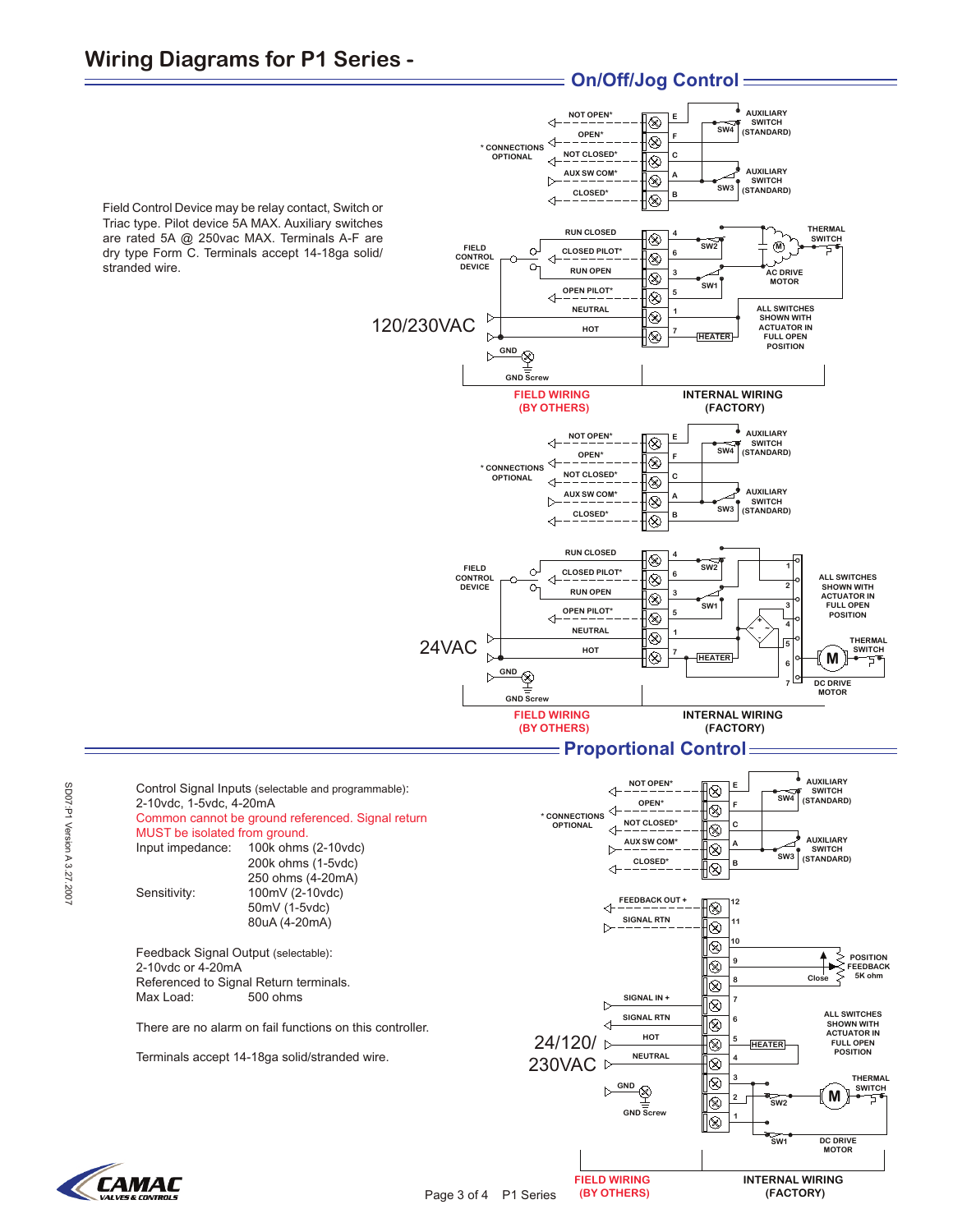# Wiring Diagrams for P1 Series -

## On/Off/Jog Control

Field Control Device may be relay contact, Switch or Triac type. Pilot device 5A MAX. Auxiliary switches are rated 5A @ 250vac MAX. Terminals A-F are dry type Form C. Terminals accept 14-18ga solid/stranded wire.

120/230VAC

FIELD WIRING (BY OTHERS)

INTERNAL WIRING (FACTORY)

24VAC

FIELD WIRING (BY OTHERS)

INTERNAL WIRING (FACTORY)

## Proportional Control

Control Signal Inputs (selectable and programmable):
2-10vdc, 1-5vdc, 4-20mA
Common cannot be ground referenced. Signal return MUST be isolated from ground.

| | |
|---|---|
| Input impedance: | 100k ohms (2-10vdc) |
| | 200k ohms (1-5vdc) |
| | 250 ohms (4-20mA) |
| Sensitivity: | 100mV (2-10vdc) |
| | 50mV (1-5vdc) |
| | 80uA (4-20mA) |

Feedback Signal Output (selectable):
2-10vdc or 4-20mA
Referenced to Signal Return terminals.
Max Load: 500 ohms

There are no alarm on fail functions on this controller.

Terminals accept 14-18ga solid/stranded wire.

24/120/230VAC

FIELD WIRING (BY OTHERS)

INTERNAL WIRING (FACTORY)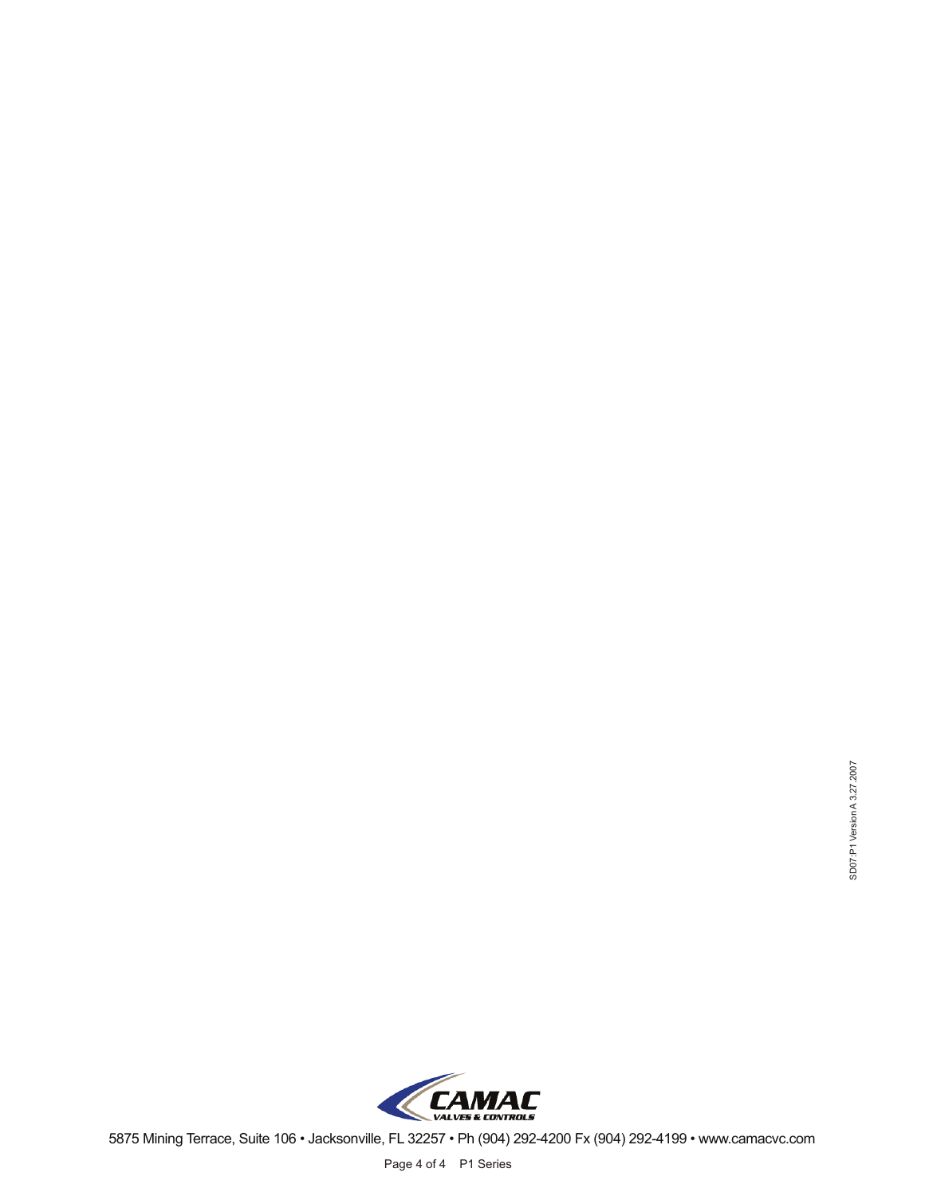SD07:P1 Version A 3.27.2007

CAMAC
VALVES & CONTROLS

5875 Mining Terrace, Suite 106 • Jacksonville, FL 32257 • Ph (904) 292-4200 Fx (904) 292-4199 • www.camacvc.com